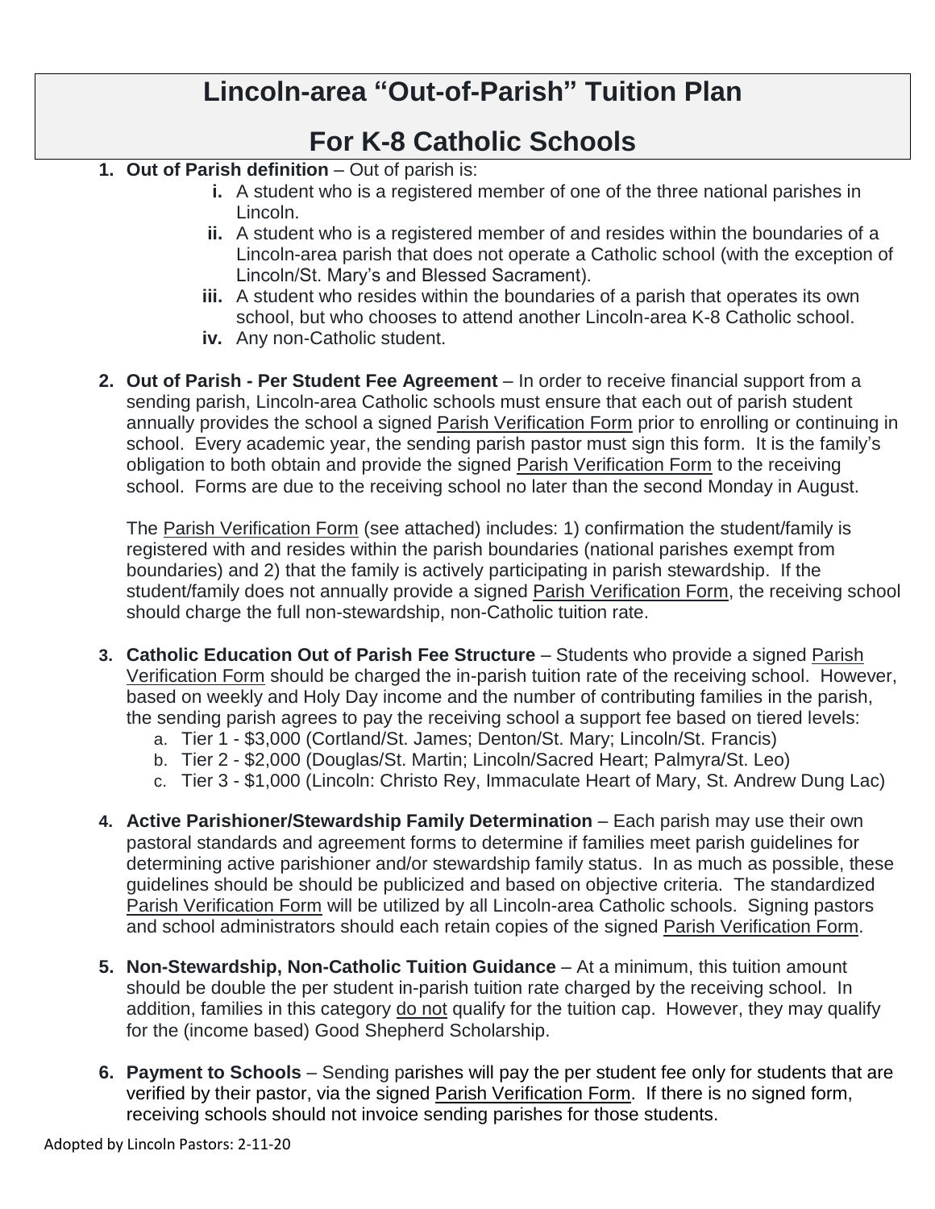# Lincoln-area "Out-of-Parish" Tuition Plan

# For K-8 Catholic Schools

1. **Out of Parish definition** – Out of parish is:
   - i. A student who is a registered member of one of the three national parishes in Lincoln.
   - ii. A student who is a registered member of and resides within the boundaries of a Lincoln-area parish that does not operate a Catholic school (with the exception of Lincoln/St. Mary's and Blessed Sacrament).
   - iii. A student who resides within the boundaries of a parish that operates its own school, but who chooses to attend another Lincoln-area K-8 Catholic school.
   - iv. Any non-Catholic student.

2. **Out of Parish - Per Student Fee Agreement** – In order to receive financial support from a sending parish, Lincoln-area Catholic schools must ensure that each out of parish student annually provides the school a signed <u>Parish Verification Form</u> prior to enrolling or continuing in school. Every academic year, the sending parish pastor must sign this form. It is the family's obligation to both obtain and provide the signed <u>Parish Verification Form</u> to the receiving school. Forms are due to the receiving school no later than the second Monday in August.

   The <u>Parish Verification Form</u> (see attached) includes: 1) confirmation the student/family is registered with and resides within the parish boundaries (national parishes exempt from boundaries) and 2) that the family is actively participating in parish stewardship. If the student/family does not annually provide a signed <u>Parish Verification Form</u>, the receiving school should charge the full non-stewardship, non-Catholic tuition rate.

3. **Catholic Education Out of Parish Fee Structure** – Students who provide a signed <u>Parish Verification Form</u> should be charged the in-parish tuition rate of the receiving school. However, based on weekly and Holy Day income and the number of contributing families in the parish, the sending parish agrees to pay the receiving school a support fee based on tiered levels:
   a. Tier 1 - $3,000 (Cortland/St. James; Denton/St. Mary; Lincoln/St. Francis)
   b. Tier 2 - $2,000 (Douglas/St. Martin; Lincoln/Sacred Heart; Palmyra/St. Leo)
   c. Tier 3 - $1,000 (Lincoln: Christo Rey, Immaculate Heart of Mary, St. Andrew Dung Lac)

4. **Active Parishioner/Stewardship Family Determination** – Each parish may use their own pastoral standards and agreement forms to determine if families meet parish guidelines for determining active parishioner and/or stewardship family status. In as much as possible, these guidelines should be should be publicized and based on objective criteria. The standardized <u>Parish Verification Form</u> will be utilized by all Lincoln-area Catholic schools. Signing pastors and school administrators should each retain copies of the signed <u>Parish Verification Form</u>.

5. **Non-Stewardship, Non-Catholic Tuition Guidance** – At a minimum, this tuition amount should be double the per student in-parish tuition rate charged by the receiving school. In addition, families in this category <u>do not</u> qualify for the tuition cap. However, they may qualify for the (income based) Good Shepherd Scholarship.

6. **Payment to Schools** – Sending parishes will pay the per student fee only for students that are verified by their pastor, via the signed <u>Parish Verification Form</u>. If there is no signed form, receiving schools should not invoice sending parishes for those students.

Adopted by Lincoln Pastors: 2-11-20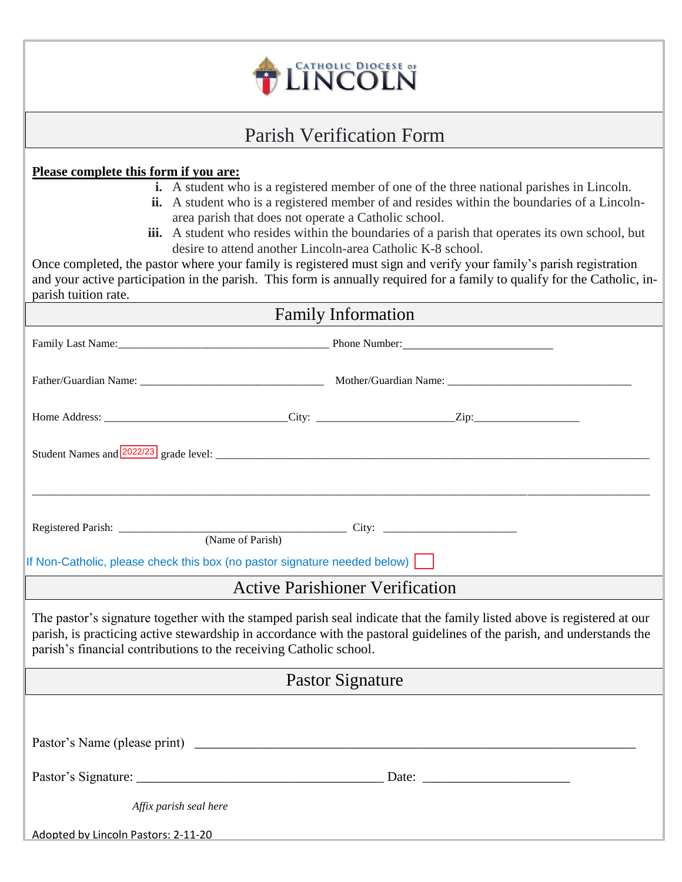CATHOLIC DIOCESE of LINCOLN

# Parish Verification Form

**Please complete this form if you are:**

i. A student who is a registered member of one of the three national parishes in Lincoln.
ii. A student who is a registered member of and resides within the boundaries of a Lincoln-area parish that does not operate a Catholic school.
iii. A student who resides within the boundaries of a parish that operates its own school, but desire to attend another Lincoln-area Catholic K-8 school.

Once completed, the pastor where your family is registered must sign and verify your family's parish registration and your active participation in the parish. This form is annually required for a family to qualify for the Catholic, in-parish tuition rate.

## Family Information

Family Last Name:______________________________________ Phone Number:___________________________

Father/Guardian Name: ________________________________ Mother/Guardian Name: ________________________________

Home Address: ________________________________City: ________________________Zip:__________________

Student Names and 2022/23 grade level: ____________________________________________________________________________

_____________________________________________________________________________________________________

Registered Parish: ________________________________________ City: _______________________
(Name of Parish)

If Non-Catholic, please check this box (no pastor signature needed below) ☐

## Active Parishioner Verification

The pastor's signature together with the stamped parish seal indicate that the family listed above is registered at our parish, is practicing active stewardship in accordance with the pastoral guidelines of the parish, and understands the parish's financial contributions to the receiving Catholic school.

## Pastor Signature

Pastor's Name (please print) ______________________________________________________________________

Pastor's Signature: ______________________________________ Date: ______________________

*Affix parish seal here*

Adopted by Lincoln Pastors: 2-11-20